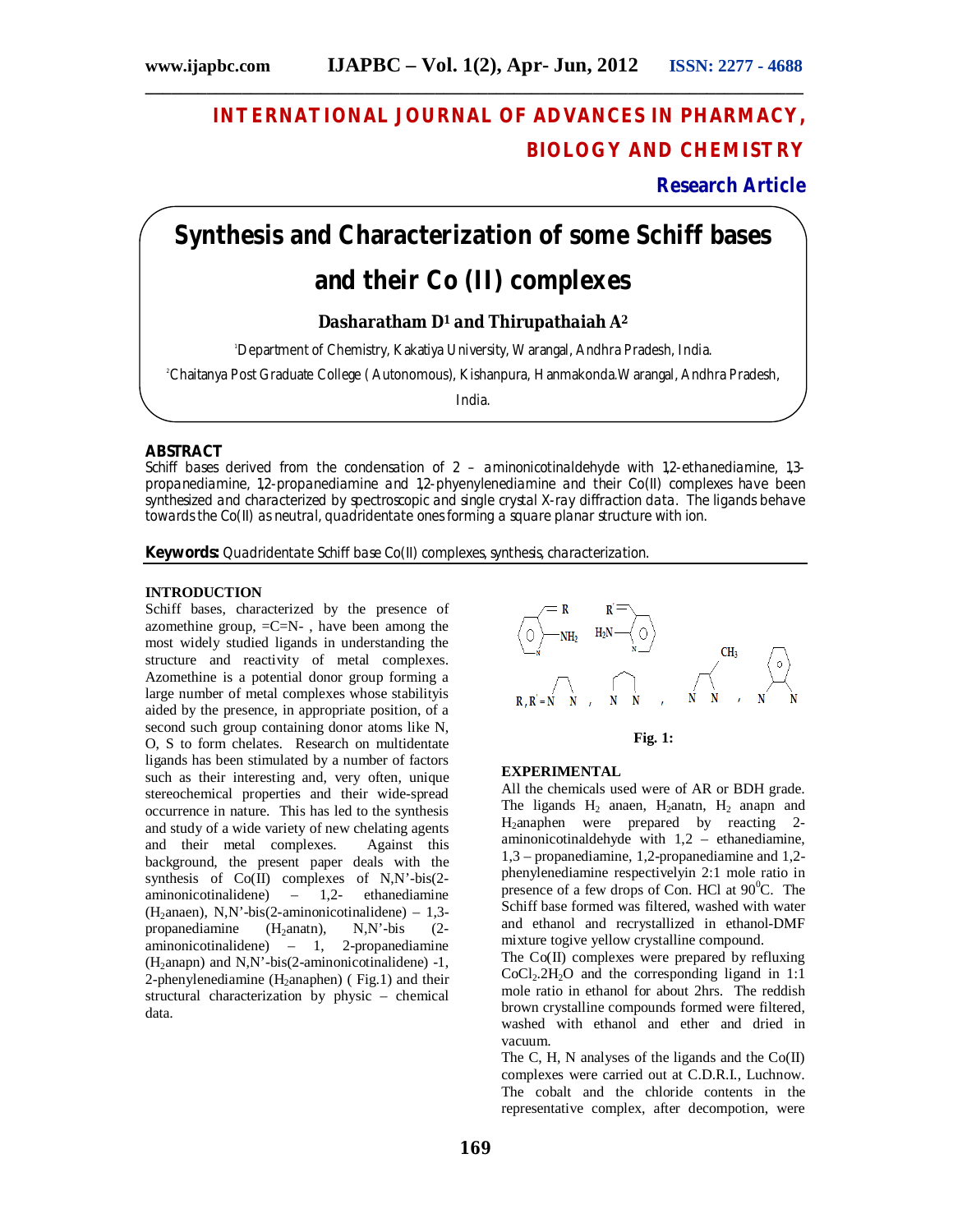# INTERNATIONAL JOURNAL OF ADVANCES IN PHARMACY, BIOLOGY AND CHEMISTRY

**Research Article**

# Synthesis and Characterization of some Schiff bases and their Co (II) complexes

**Dasharatham D[1] and Thirupathaiah A[2]**

[1]Department of Chemistry, Kakatiya University, Warangal, Andhra Pradesh, India.

[2]Chaitanya Post Graduate College ( Autonomous), Kishanpura, Hanmakonda.Warangal, Andhra Pradesh, India.

## ABSTRACT

Schiff bases derived from the condensation of 2 – aminonicotinaldehyde with 1,2-ethanediamine, 1,3-propanediamine, 1,2-propanediamine and 1,2-phyenylenediamine and their Co(II) complexes have been synthesized and characterized by spectroscopic and single crystal X-ray diffraction data. The ligands behave towards the Co(II) as neutral, quadridentate ones forming a square planar structure with ion.

**Keywords:** Quadridentate Schiff base Co(II) complexes, synthesis, characterization.

## INTRODUCTION

Schiff bases, characterized by the presence of azomethine group, =C=N- , have been among the most widely studied ligands in understanding the structure and reactivity of metal complexes. Azomethine is a potential donor group forming a large number of metal complexes whose stabilityis aided by the presence, in appropriate position, of a second such group containing donor atoms like N, O, S to form chelates. Research on multidentate ligands has been stimulated by a number of factors such as their interesting and, very often, unique stereochemical properties and their wide-spread occurrence in nature. This has led to the synthesis and study of a wide variety of new chelating agents and their metal complexes. Against this background, the present paper deals with the synthesis of Co(II) complexes of N,N'-bis(2-aminonicotinalidene) – 1,2- ethanediamine ($H_2$anaen), N,N'-bis(2-aminonicotinalidene) – 1,3-propanediamine ($H_2$anatn), N,N'-bis (2-aminonicotinalidene) – 1, 2-propanediamine ($H_2$anapn) and N,N'-bis(2-aminonicotinalidene) -1, 2-phenylenediamine ($H_2$anaphen) ( Fig.1) and their structural characterization by physic – chemical data.

Fig. 1:

## EXPERIMENTAL

All the chemicals used were of AR or BDH grade. The ligands $H_2$ anaen, $H_2$anatn, $H_2$ anapn and $H_2$anaphen were prepared by reacting 2-aminonicotinaldehyde with 1,2 – ethanediamine, 1,3 – propanediamine, 1,2-propanediamine and 1,2-phenylenediamine respectivelyin 2:1 mole ratio in presence of a few drops of Con. HCl at 90$^0$C. The Schiff base formed was filtered, washed with water and ethanol and recrystallized in ethanol-DMF mixture togive yellow crystalline compound.

The Co(II) complexes were prepared by refluxing $CoCl_2.2H_2O$ and the corresponding ligand in 1:1 mole ratio in ethanol for about 2hrs. The reddish brown crystalline compounds formed were filtered, washed with ethanol and ether and dried in vacuum.

The C, H, N analyses of the ligands and the Co(II) complexes were carried out at C.D.R.I., Luchnow. The cobalt and the chloride contents in the representative complex, after decompotion, were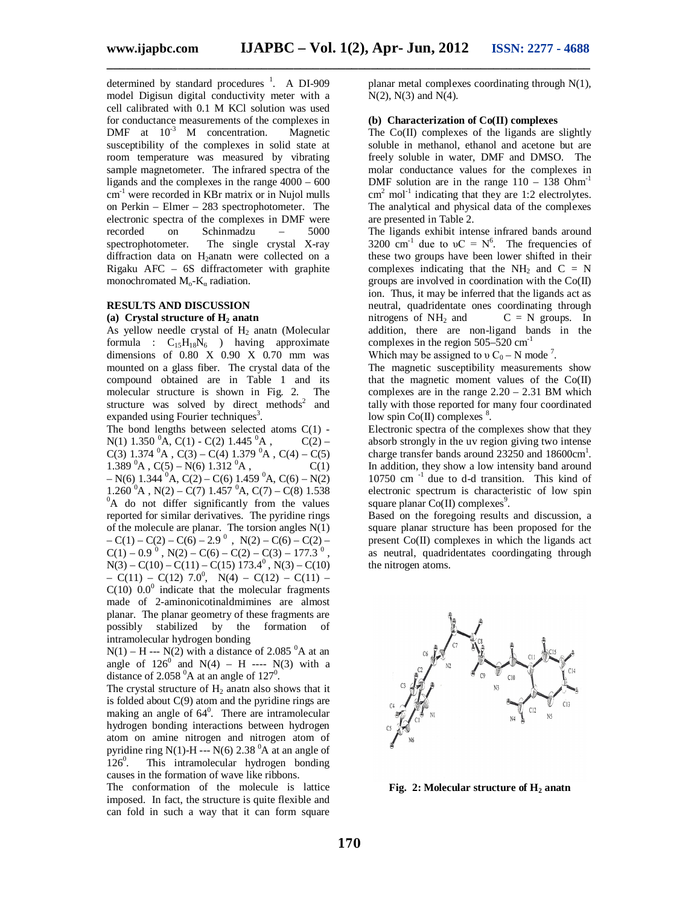determined by standard procedures [1]. A DI-909 model Digisun digital conductivity meter with a cell calibrated with 0.1 M KCl solution was used for conductance measurements of the complexes in DMF at $10^{-3}$ M concentration. Magnetic susceptibility of the complexes in solid state at room temperature was measured by vibrating sample magnetometer. The infrared spectra of the ligands and the complexes in the range 4000 – 600 $cm^{-1}$ were recorded in KBr matrix or in Nujol mulls on Perkin – Elmer – 283 spectrophotometer. The electronic spectra of the complexes in DMF were recorded on Schinmadzu – 5000 spectrophotometer. The single crystal X-ray diffraction data on $H_2$anatn were collected on a Rigaku AFC – 6S diffractometer with graphite monochromated $M_o$-$K_\alpha$ radiation.

**RESULTS AND DISCUSSION**

**(a) Crystal structure of $H_2$ anatn**

As yellow needle crystal of $H_2$ anatn (Molecular formula : $C_{15}H_{18}N_6$ ) having approximate dimensions of 0.80 X 0.90 X 0.70 mm was mounted on a glass fiber. The crystal data of the compound obtained are in Table 1 and its molecular structure is shown in Fig. 2. The structure was solved by direct methods[2] and expanded using Fourier techniques[3].

The bond lengths between selected atoms C(1) - N(1) 1.350 $^0$A, C(1) - C(2) 1.445 $^0$A , C(2) – C(3) 1.374 $^0$A , C(3) – C(4) 1.379 $^0$A , C(4) – C(5) 1.389 $^0$A , C(5) – N(6) 1.312 $^0$A , C(1) – N(6) 1.344 $^0$A, C(2) – C(6) 1.459 $^0$A, C(6) – N(2) 1.260 $^0$A , N(2) – C(7) 1.457 $^0$A, C(7) – C(8) 1.538 $^0$A do not differ significantly from the values reported for similar derivatives. The pyridine rings of the molecule are planar. The torsion angles N(1) – C(1) – C(2) – C(6) – 2.9 $^0$ , N(2) – C(6) – C(2) – C(1) – 0.9 $^0$ , N(2) – C(6) – C(2) – C(3) – 177.3 $^0$ , N(3) – C(10) – C(11) – C(15) 173.4$^0$ , N(3) – C(10) – C(11) – C(12) 7.0$^0$, N(4) – C(12) – C(11) – C(10) 0.0$^0$ indicate that the molecular fragments made of 2-aminonicotinaldmimines are almost planar. The planar geometry of these fragments are possibly stabilized by the formation of intramolecular hydrogen bonding

N(1) – H --- N(2) with a distance of 2.085 $^0$A at an angle of 126$^0$ and N(4) – H ---- N(3) with a distance of 2.058 $^0$A at an angle of 127$^0$.

The crystal structure of $H_2$ anatn also shows that it is folded about C(9) atom and the pyridine rings are making an angle of 64$^0$. There are intramolecular hydrogen bonding interactions between hydrogen atom on amine nitrogen and nitrogen atom of pyridine ring N(1)-H --- N(6) 2.38 $^0$A at an angle of 126$^0$. This intramolecular hydrogen bonding causes in the formation of wave like ribbons.

The conformation of the molecule is lattice imposed. In fact, the structure is quite flexible and can fold in such a way that it can form square planar metal complexes coordinating through N(1), N(2), N(3) and N(4).

**(b) Characterization of Co(II) complexes**

The Co(II) complexes of the ligands are slightly soluble in methanol, ethanol and acetone but are freely soluble in water, DMF and DMSO. The molar conductance values for the complexes in DMF solution are in the range 110 – 138 $Ohm^{-1}$ $cm^2$ $mol^{-1}$ indicating that they are 1:2 electrolytes. The analytical and physical data of the complexes are presented in Table 2.

The ligands exhibit intense infrared bands around 3200 $cm^{-1}$ due to $\upsilon$C = N[6]. The frequencies of these two groups have been lower shifted in their complexes indicating that the $NH_2$ and C = N groups are involved in coordination with the Co(II) ion. Thus, it may be inferred that the ligands act as neutral, quadridentate ones coordinating through nitrogens of $NH_2$ and C = N groups. In addition, there are non-ligand bands in the complexes in the region 505–520 $cm^{-1}$

Which may be assigned to $\upsilon$ $C_0$ – N mode [7].

The magnetic susceptibility measurements show that the magnetic moment values of the Co(II) complexes are in the range 2.20 – 2.31 BM which tally with those reported for many four coordinated low spin Co(II) complexes [8].

Electronic spectra of the complexes show that they absorb strongly in the uv region giving two intense charge transfer bands around 23250 and 18600$cm^{1}$. In addition, they show a low intensity band around 10750 $cm^{-1}$ due to d-d transition. This kind of electronic spectrum is characteristic of low spin square planar Co(II) complexes[9].

Based on the foregoing results and discussion, a square planar structure has been proposed for the present Co(II) complexes in which the ligands act as neutral, quadridentates coordingating through the nitrogen atoms.

**Fig. 2: Molecular structure of $H_2$ anatn**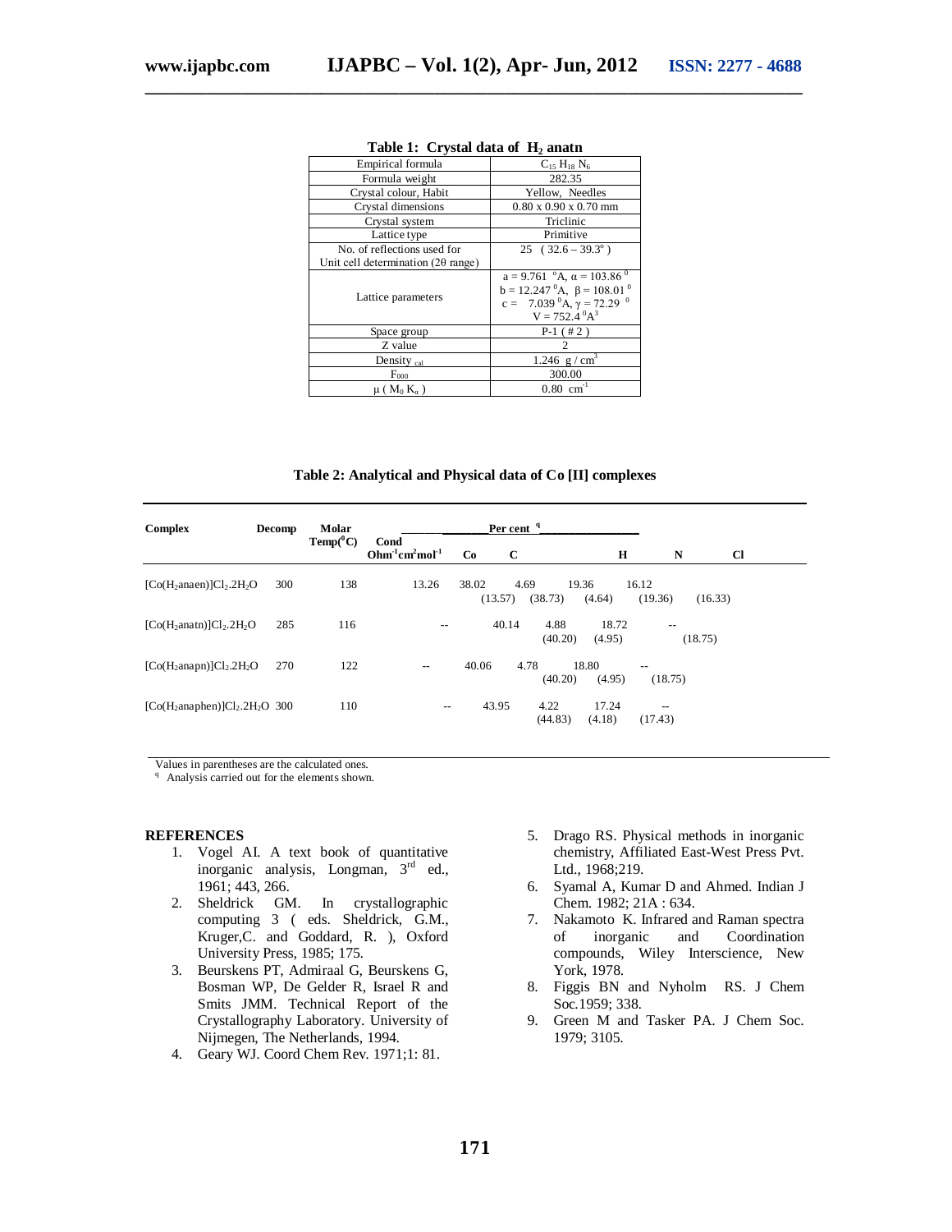**Table 1: Crystal data of $H_2$ anatn**

| | |
|---|---|
| Empirical formula | $C_{15}H_{18}N_6$ |
| Formula weight | 282.35 |
| Crystal colour, Habit | Yellow, Needles |
| Crystal dimensions | 0.80 x 0.90 x 0.70 mm |
| Crystal system | Triclinic |
| Lattice type | Primitive |
| No. of reflections used for Unit cell determination (2θ range) | 25 ( 32.6 – 39.3$^o$ ) |
| Lattice parameters | a = 9.761 $^o$A, α = 103.86 $^0$ b = 12.247 $^0$A, β = 108.01 $^0$ c = 7.039 $^0$A, γ = 72.29 $^0$ V = 752.4 $^0A^3$ |
| Space group | P-1 ( # 2 ) |
| Z value | 2 |
| Density $_{cal}$ | 1.246 g / cm$^3$ |
| $F_{000}$ | 300.00 |
| μ ( $M_0$ $K_α$ ) | 0.80 cm$^{-1}$ |

**Table 2: Analytical and Physical data of Co [II] complexes**

| Complex | Decomp Temp($^0$C) | Molar Cond $Ohm^{-1}cm^2mol^{-1}$ | Per cent [q] Co | C | H | N | Cl |
|---|---|---|---|---|---|---|---|
| $[Co(H_2anaen)]Cl_2.2H_2O$ | 300 | 138 | 13.26 (13.57) | 38.02 (38.73) | 4.69 (4.64) | 19.36 (19.36) | 16.12 (16.33) |
| $[Co(H_2anatn)]Cl_2.2H_2O$ | 285 | 116 | -- | 40.14 (40.20) | 4.88 (4.95) | 18.72 (18.75) | -- |
| $[Co(H_2anapn)]Cl_2.2H_2O$ | 270 | 122 | -- | 40.06 (40.20) | 4.78 (4.95) | 18.80 (18.75) | -- |
| $[Co(H_2anaphen)]Cl_2.2H_2O$ | 300 | 110 | -- | 43.95 (44.83) | 4.22 (4.18) | 17.24 (17.43) | -- |

Values in parentheses are the calculated ones.

[q] Analysis carried out for the elements shown.

## REFERENCES

1. Vogel AI. A text book of quantitative inorganic analysis, Longman, 3[rd] ed., 1961; 443, 266.
2. Sheldrick GM. In crystallographic computing 3 ( eds. Sheldrick, G.M., Kruger,C. and Goddard, R. ), Oxford University Press, 1985; 175.
3. Beurskens PT, Admiraal G, Beurskens G, Bosman WP, De Gelder R, Israel R and Smits JMM. Technical Report of the Crystallography Laboratory. University of Nijmegen, The Netherlands, 1994.
4. Geary WJ. Coord Chem Rev. 1971;1: 81.
5. Drago RS. Physical methods in inorganic chemistry, Affiliated East-West Press Pvt. Ltd., 1968;219.
6. Syamal A, Kumar D and Ahmed. Indian J Chem. 1982; 21A : 634.
7. Nakamoto K. Infrared and Raman spectra of inorganic and Coordination compounds, Wiley Interscience, New York, 1978.
8. Figgis BN and Nyholm RS. J Chem Soc.1959; 338.
9. Green M and Tasker PA. J Chem Soc. 1979; 3105.